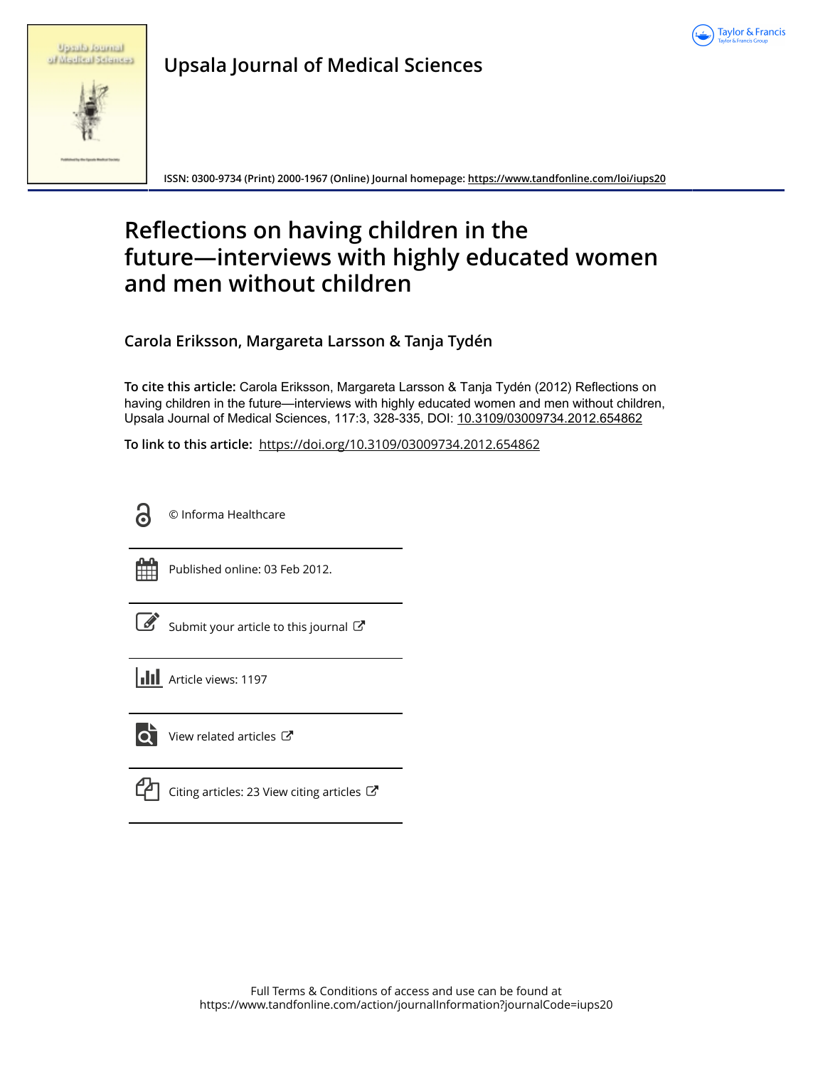Upsala Journal of Medical Sciences

ISSN: 0300-9734 (Print) 2000-1967 (Online) Journal homepage: https://www.tandfonline.com/loi/iups20

# Reflections on having children in the future—interviews with highly educated women and men without children

**Carola Eriksson, Margareta Larsson & Tanja Tydén**

**To cite this article:** Carola Eriksson, Margareta Larsson & Tanja Tydén (2012) Reflections on having children in the future—interviews with highly educated women and men without children, Upsala Journal of Medical Sciences, 117:3, 328-335, DOI: 10.3109/03009734.2012.654862

**To link to this article:** https://doi.org/10.3109/03009734.2012.654862

© Informa Healthcare

Published online: 03 Feb 2012.

Submit your article to this journal

Article views: 1197

View related articles

Citing articles: 23 View citing articles

Full Terms & Conditions of access and use can be found at
https://www.tandfonline.com/action/journalInformation?journalCode=iups20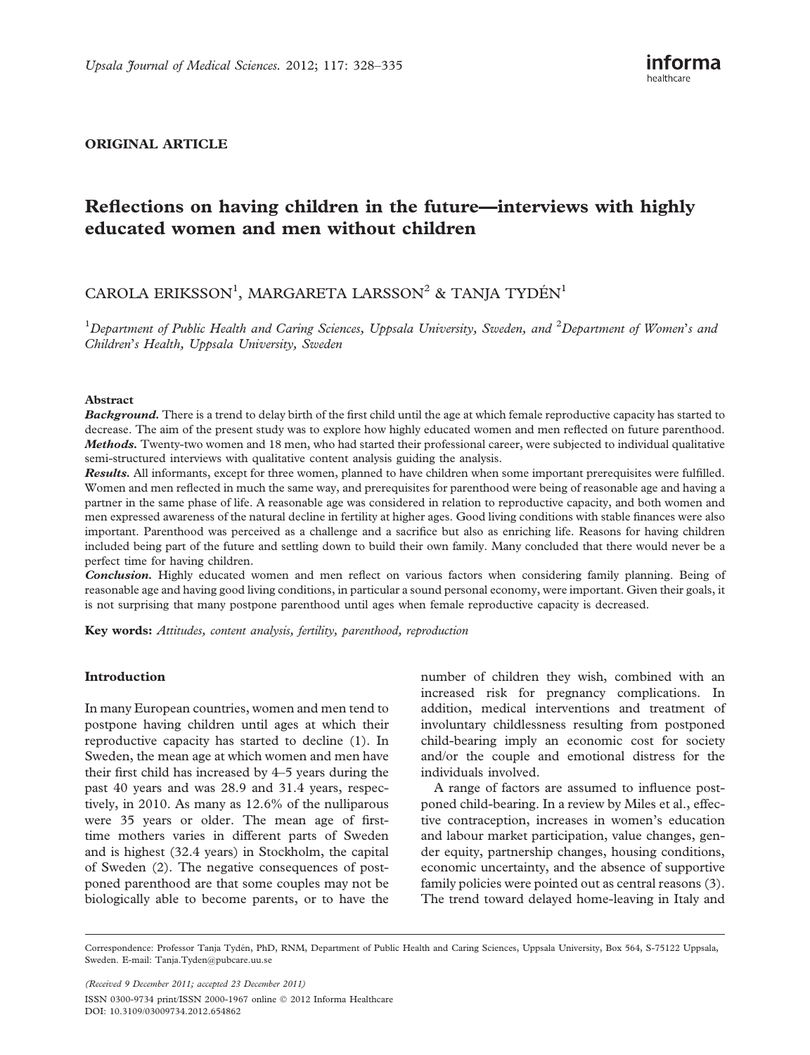ORIGINAL ARTICLE

# Reflections on having children in the future—interviews with highly educated women and men without children

CAROLA ERIKSSON[1], MARGARETA LARSSON[2] & TANJA TYDÉN[1]

[1]*Department of Public Health and Caring Sciences, Uppsala University, Sweden, and* [2]*Department of Women's and Children's Health, Uppsala University, Sweden*

## Abstract

***Background.*** There is a trend to delay birth of the first child until the age at which female reproductive capacity has started to decrease. The aim of the present study was to explore how highly educated women and men reflected on future parenthood.

***Methods.*** Twenty-two women and 18 men, who had started their professional career, were subjected to individual qualitative semi-structured interviews with qualitative content analysis guiding the analysis.

***Results.*** All informants, except for three women, planned to have children when some important prerequisites were fulfilled. Women and men reflected in much the same way, and prerequisites for parenthood were being of reasonable age and having a partner in the same phase of life. A reasonable age was considered in relation to reproductive capacity, and both women and men expressed awareness of the natural decline in fertility at higher ages. Good living conditions with stable finances were also important. Parenthood was perceived as a challenge and a sacrifice but also as enriching life. Reasons for having children included being part of the future and settling down to build their own family. Many concluded that there would never be a perfect time for having children.

***Conclusion.*** Highly educated women and men reflect on various factors when considering family planning. Being of reasonable age and having good living conditions, in particular a sound personal economy, were important. Given their goals, it is not surprising that many postpone parenthood until ages when female reproductive capacity is decreased.

**Key words:** *Attitudes, content analysis, fertility, parenthood, reproduction*

## Introduction

In many European countries, women and men tend to postpone having children until ages at which their reproductive capacity has started to decline (1). In Sweden, the mean age at which women and men have their first child has increased by 4–5 years during the past 40 years and was 28.9 and 31.4 years, respectively, in 2010. As many as 12.6% of the nulliparous were 35 years or older. The mean age of first-time mothers varies in different parts of Sweden and is highest (32.4 years) in Stockholm, the capital of Sweden (2). The negative consequences of postponed parenthood are that some couples may not be biologically able to become parents, or to have the number of children they wish, combined with an increased risk for pregnancy complications. In addition, medical interventions and treatment of involuntary childlessness resulting from postponed child-bearing imply an economic cost for society and/or the couple and emotional distress for the individuals involved.

A range of factors are assumed to influence postponed child-bearing. In a review by Miles et al., effective contraception, increases in women's education and labour market participation, value changes, gender equity, partnership changes, housing conditions, economic uncertainty, and the absence of supportive family policies were pointed out as central reasons (3). The trend toward delayed home-leaving in Italy and

Correspondence: Professor Tanja Tydén, PhD, RNM, Department of Public Health and Caring Sciences, Uppsala University, Box 564, S-75122 Uppsala, Sweden. E-mail: Tanja.Tyden@pubcare.uu.se

*(Received 9 December 2011; accepted 23 December 2011)*

ISSN 0300-9734 print/ISSN 2000-1967 online © 2012 Informa Healthcare
DOI: 10.3109/03009734.2012.654862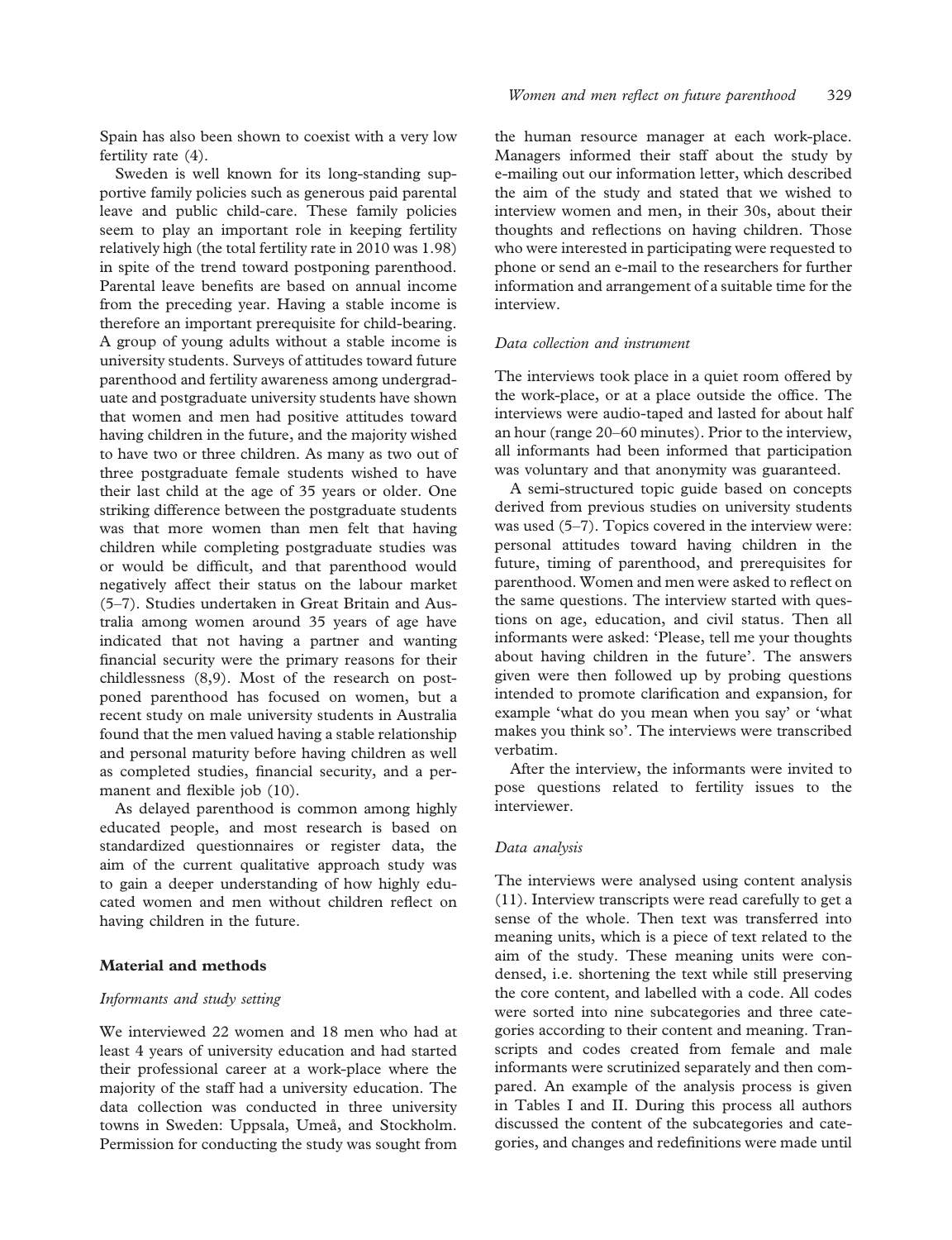Spain has also been shown to coexist with a very low fertility rate (4).

Sweden is well known for its long-standing supportive family policies such as generous paid parental leave and public child-care. These family policies seem to play an important role in keeping fertility relatively high (the total fertility rate in 2010 was 1.98) in spite of the trend toward postponing parenthood. Parental leave benefits are based on annual income from the preceding year. Having a stable income is therefore an important prerequisite for child-bearing. A group of young adults without a stable income is university students. Surveys of attitudes toward future parenthood and fertility awareness among undergraduate and postgraduate university students have shown that women and men had positive attitudes toward having children in the future, and the majority wished to have two or three children. As many as two out of three postgraduate female students wished to have their last child at the age of 35 years or older. One striking difference between the postgraduate students was that more women than men felt that having children while completing postgraduate studies was or would be difficult, and that parenthood would negatively affect their status on the labour market (5–7). Studies undertaken in Great Britain and Australia among women around 35 years of age have indicated that not having a partner and wanting financial security were the primary reasons for their childlessness (8,9). Most of the research on postponed parenthood has focused on women, but a recent study on male university students in Australia found that the men valued having a stable relationship and personal maturity before having children as well as completed studies, financial security, and a permanent and flexible job (10).

As delayed parenthood is common among highly educated people, and most research is based on standardized questionnaires or register data, the aim of the current qualitative approach study was to gain a deeper understanding of how highly educated women and men without children reflect on having children in the future.

## Material and methods

### *Informants and study setting*

We interviewed 22 women and 18 men who had at least 4 years of university education and had started their professional career at a work-place where the majority of the staff had a university education. The data collection was conducted in three university towns in Sweden: Uppsala, Umeå, and Stockholm. Permission for conducting the study was sought from the human resource manager at each work-place. Managers informed their staff about the study by e-mailing out our information letter, which described the aim of the study and stated that we wished to interview women and men, in their 30s, about their thoughts and reflections on having children. Those who were interested in participating were requested to phone or send an e-mail to the researchers for further information and arrangement of a suitable time for the interview.

### *Data collection and instrument*

The interviews took place in a quiet room offered by the work-place, or at a place outside the office. The interviews were audio-taped and lasted for about half an hour (range 20–60 minutes). Prior to the interview, all informants had been informed that participation was voluntary and that anonymity was guaranteed.

A semi-structured topic guide based on concepts derived from previous studies on university students was used (5–7). Topics covered in the interview were: personal attitudes toward having children in the future, timing of parenthood, and prerequisites for parenthood. Women and men were asked to reflect on the same questions. The interview started with questions on age, education, and civil status. Then all informants were asked: 'Please, tell me your thoughts about having children in the future'. The answers given were then followed up by probing questions intended to promote clarification and expansion, for example 'what do you mean when you say' or 'what makes you think so'. The interviews were transcribed verbatim.

After the interview, the informants were invited to pose questions related to fertility issues to the interviewer.

### *Data analysis*

The interviews were analysed using content analysis (11). Interview transcripts were read carefully to get a sense of the whole. Then text was transferred into meaning units, which is a piece of text related to the aim of the study. These meaning units were condensed, i.e. shortening the text while still preserving the core content, and labelled with a code. All codes were sorted into nine subcategories and three categories according to their content and meaning. Transcripts and codes created from female and male informants were scrutinized separately and then compared. An example of the analysis process is given in Tables I and II. During this process all authors discussed the content of the subcategories and categories, and changes and redefinitions were made until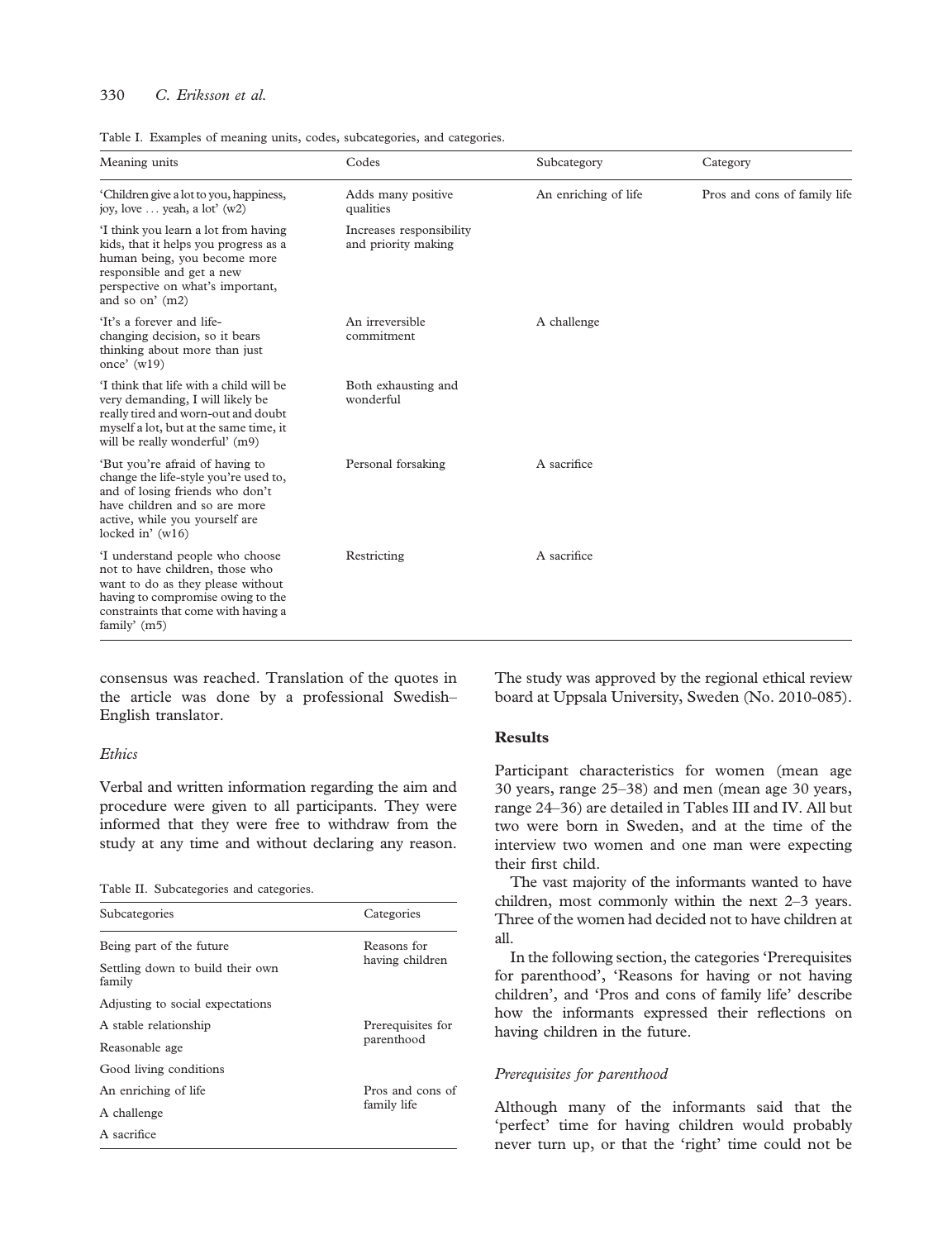Table I. Examples of meaning units, codes, subcategories, and categories.

| Meaning units | Codes | Subcategory | Category |
|---|---|---|---|
| 'Children give a lot to you, happiness, joy, love … yeah, a lot' (w2) | Adds many positive qualities | An enriching of life | Pros and cons of family life |
| 'I think you learn a lot from having kids, that it helps you progress as a human being, you become more responsible and get a new perspective on what's important, and so on' (m2) | Increases responsibility and priority making | | |
| 'It's a forever and life-changing decision, so it bears thinking about more than just once' (w19) | An irreversible commitment | A challenge | |
| 'I think that life with a child will be very demanding, I will likely be really tired and worn-out and doubt myself a lot, but at the same time, it will be really wonderful' (m9) | Both exhausting and wonderful | | |
| 'But you're afraid of having to change the life-style you're used to, and of losing friends who don't have children and so are more active, while you yourself are locked in' (w16) | Personal forsaking | A sacrifice | |
| 'I understand people who choose not to have children, those who want to do as they please without having to compromise owing to the constraints that come with having a family' (m5) | Restricting | A sacrifice | |

consensus was reached. Translation of the quotes in the article was done by a professional Swedish–English translator.

### *Ethics*

Verbal and written information regarding the aim and procedure were given to all participants. They were informed that they were free to withdraw from the study at any time and without declaring any reason.

Table II. Subcategories and categories.

| Subcategories | Categories |
|---|---|
| Being part of the future | Reasons for having children |
| Settling down to build their own family | |
| Adjusting to social expectations | |
| A stable relationship | Prerequisites for parenthood |
| Reasonable age | |
| Good living conditions | |
| An enriching of life | Pros and cons of family life |
| A challenge | |
| A sacrifice | |

The study was approved by the regional ethical review board at Uppsala University, Sweden (No. 2010-085).

## Results

Participant characteristics for women (mean age 30 years, range 25–38) and men (mean age 30 years, range 24–36) are detailed in Tables III and IV. All but two were born in Sweden, and at the time of the interview two women and one man were expecting their first child.

The vast majority of the informants wanted to have children, most commonly within the next 2–3 years. Three of the women had decided not to have children at all.

In the following section, the categories 'Prerequisites for parenthood', 'Reasons for having or not having children', and 'Pros and cons of family life' describe how the informants expressed their reflections on having children in the future.

### *Prerequisites for parenthood*

Although many of the informants said that the 'perfect' time for having children would probably never turn up, or that the 'right' time could not be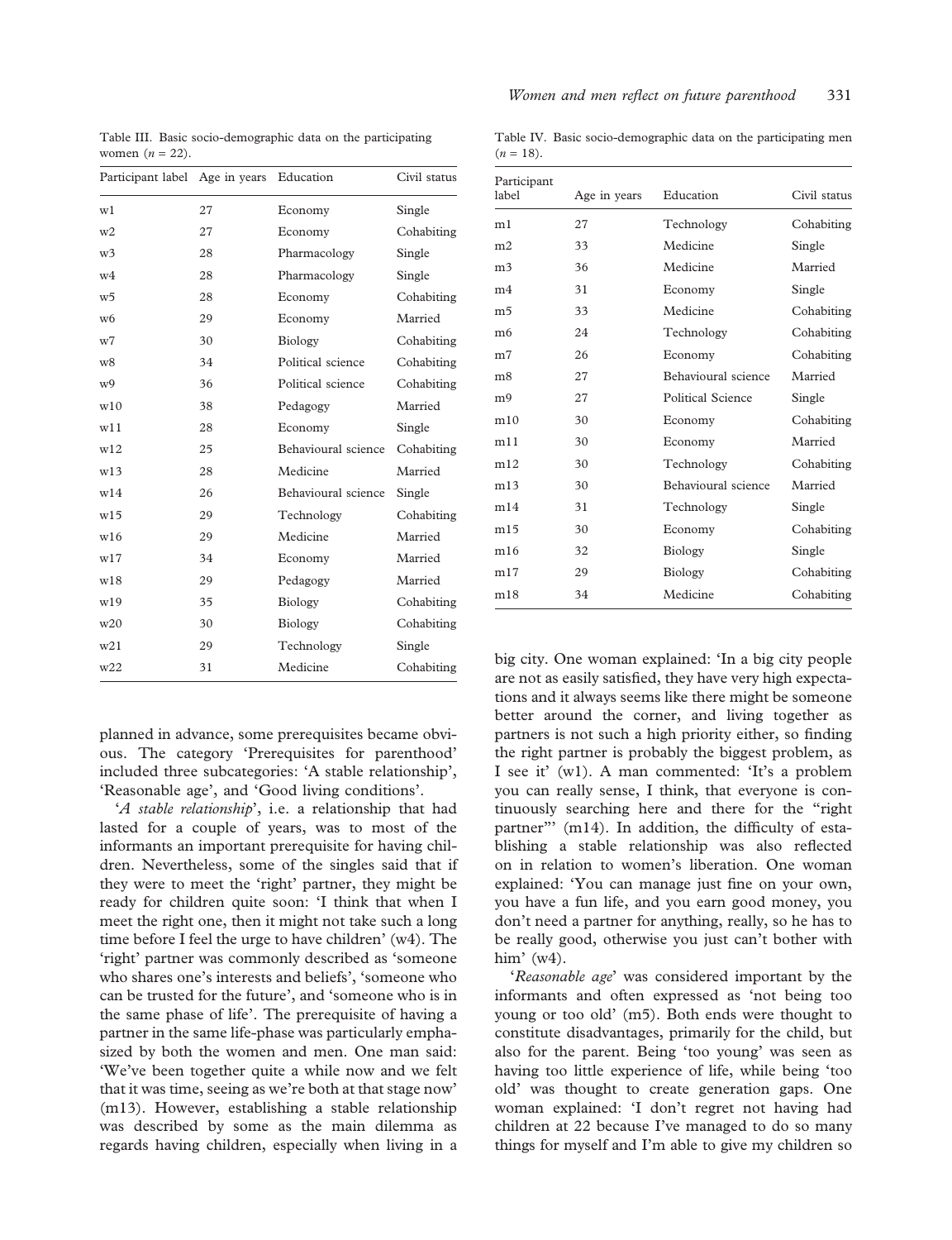Table III. Basic socio-demographic data on the participating women ($n = 22$).

| Participant label | Age in years | Education | Civil status |
|---|---|---|---|
| w1 | 27 | Economy | Single |
| w2 | 27 | Economy | Cohabiting |
| w3 | 28 | Pharmacology | Single |
| w4 | 28 | Pharmacology | Single |
| w5 | 28 | Economy | Cohabiting |
| w6 | 29 | Economy | Married |
| w7 | 30 | Biology | Cohabiting |
| w8 | 34 | Political science | Cohabiting |
| w9 | 36 | Political science | Cohabiting |
| w10 | 38 | Pedagogy | Married |
| w11 | 28 | Economy | Single |
| w12 | 25 | Behavioural science | Cohabiting |
| w13 | 28 | Medicine | Married |
| w14 | 26 | Behavioural science | Single |
| w15 | 29 | Technology | Cohabiting |
| w16 | 29 | Medicine | Married |
| w17 | 34 | Economy | Married |
| w18 | 29 | Pedagogy | Married |
| w19 | 35 | Biology | Cohabiting |
| w20 | 30 | Biology | Cohabiting |
| w21 | 29 | Technology | Single |
| w22 | 31 | Medicine | Cohabiting |

Table IV. Basic socio-demographic data on the participating men ($n = 18$).

| Participant label | Age in years | Education | Civil status |
|---|---|---|---|
| m1 | 27 | Technology | Cohabiting |
| m2 | 33 | Medicine | Single |
| m3 | 36 | Medicine | Married |
| m4 | 31 | Economy | Single |
| m5 | 33 | Medicine | Cohabiting |
| m6 | 24 | Technology | Cohabiting |
| m7 | 26 | Economy | Cohabiting |
| m8 | 27 | Behavioural science | Married |
| m9 | 27 | Political Science | Single |
| m10 | 30 | Economy | Cohabiting |
| m11 | 30 | Economy | Married |
| m12 | 30 | Technology | Cohabiting |
| m13 | 30 | Behavioural science | Married |
| m14 | 31 | Technology | Single |
| m15 | 30 | Economy | Cohabiting |
| m16 | 32 | Biology | Single |
| m17 | 29 | Biology | Cohabiting |
| m18 | 34 | Medicine | Cohabiting |

planned in advance, some prerequisites became obvious. The category 'Prerequisites for parenthood' included three subcategories: 'A stable relationship', 'Reasonable age', and 'Good living conditions'.

'*A stable relationship*', i.e. a relationship that had lasted for a couple of years, was to most of the informants an important prerequisite for having children. Nevertheless, some of the singles said that if they were to meet the 'right' partner, they might be ready for children quite soon: 'I think that when I meet the right one, then it might not take such a long time before I feel the urge to have children' (w4). The 'right' partner was commonly described as 'someone who shares one's interests and beliefs', 'someone who can be trusted for the future', and 'someone who is in the same phase of life'. The prerequisite of having a partner in the same life-phase was particularly emphasized by both the women and men. One man said: 'We've been together quite a while now and we felt that it was time, seeing as we're both at that stage now' (m13). However, establishing a stable relationship was described by some as the main dilemma as regards having children, especially when living in a big city. One woman explained: 'In a big city people are not as easily satisfied, they have very high expectations and it always seems like there might be someone better around the corner, and living together as partners is not such a high priority either, so finding the right partner is probably the biggest problem, as I see it' (w1). A man commented: 'It's a problem you can really sense, I think, that everyone is continuously searching here and there for the "right partner"' (m14). In addition, the difficulty of establishing a stable relationship was also reflected on in relation to women's liberation. One woman explained: 'You can manage just fine on your own, you have a fun life, and you earn good money, you don't need a partner for anything, really, so he has to be really good, otherwise you just can't bother with him' (w4).

'*Reasonable age*' was considered important by the informants and often expressed as 'not being too young or too old' (m5). Both ends were thought to constitute disadvantages, primarily for the child, but also for the parent. Being 'too young' was seen as having too little experience of life, while being 'too old' was thought to create generation gaps. One woman explained: 'I don't regret not having had children at 22 because I've managed to do so many things for myself and I'm able to give my children so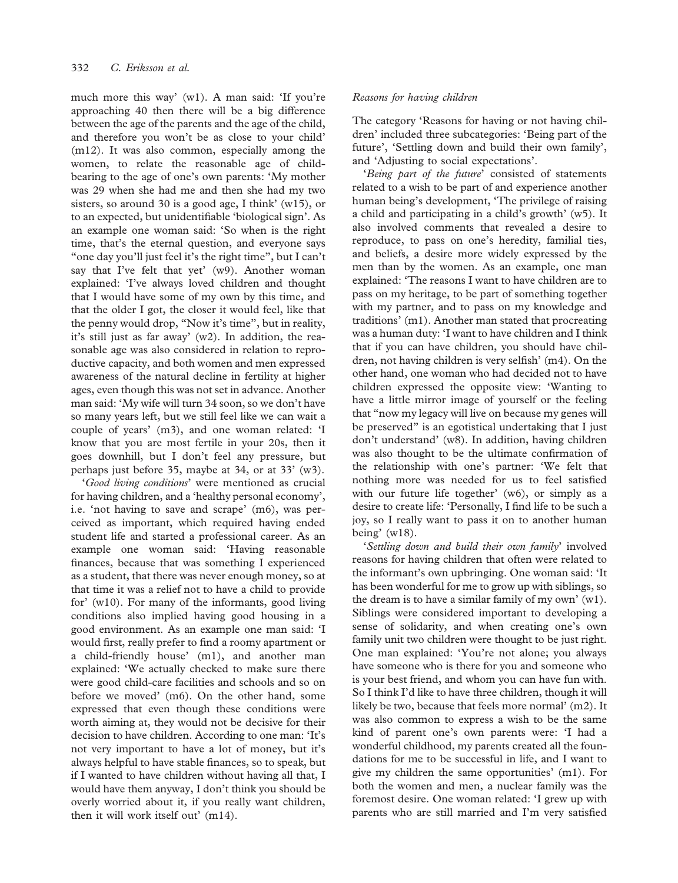much more this way' (w1). A man said: 'If you're approaching 40 then there will be a big difference between the age of the parents and the age of the child, and therefore you won't be as close to your child' (m12). It was also common, especially among the women, to relate the reasonable age of child-bearing to the age of one's own parents: 'My mother was 29 when she had me and then she had my two sisters, so around 30 is a good age, I think' (w15), or to an expected, but unidentifiable 'biological sign'. As an example one woman said: 'So when is the right time, that's the eternal question, and everyone says "one day you'll just feel it's the right time", but I can't say that I've felt that yet' (w9). Another woman explained: 'I've always loved children and thought that I would have some of my own by this time, and that the older I got, the closer it would feel, like that the penny would drop, "Now it's time", but in reality, it's still just as far away' (w2). In addition, the reasonable age was also considered in relation to reproductive capacity, and both women and men expressed awareness of the natural decline in fertility at higher ages, even though this was not set in advance. Another man said: 'My wife will turn 34 soon, so we don't have so many years left, but we still feel like we can wait a couple of years' (m3), and one woman related: 'I know that you are most fertile in your 20s, then it goes downhill, but I don't feel any pressure, but perhaps just before 35, maybe at 34, or at 33' (w3).

'*Good living conditions*' were mentioned as crucial for having children, and a 'healthy personal economy', i.e. 'not having to save and scrape' (m6), was perceived as important, which required having ended student life and started a professional career. As an example one woman said: 'Having reasonable finances, because that was something I experienced as a student, that there was never enough money, so at that time it was a relief not to have a child to provide for' (w10). For many of the informants, good living conditions also implied having good housing in a good environment. As an example one man said: 'I would first, really prefer to find a roomy apartment or a child-friendly house' (m1), and another man explained: 'We actually checked to make sure there were good child-care facilities and schools and so on before we moved' (m6). On the other hand, some expressed that even though these conditions were worth aiming at, they would not be decisive for their decision to have children. According to one man: 'It's not very important to have a lot of money, but it's always helpful to have stable finances, so to speak, but if I wanted to have children without having all that, I would have them anyway, I don't think you should be overly worried about it, if you really want children, then it will work itself out' (m14).

### *Reasons for having children*

The category 'Reasons for having or not having children' included three subcategories: 'Being part of the future', 'Settling down and build their own family', and 'Adjusting to social expectations'.

'*Being part of the future*' consisted of statements related to a wish to be part of and experience another human being's development, 'The privilege of raising a child and participating in a child's growth' (w5). It also involved comments that revealed a desire to reproduce, to pass on one's heredity, familial ties, and beliefs, a desire more widely expressed by the men than by the women. As an example, one man explained: 'The reasons I want to have children are to pass on my heritage, to be part of something together with my partner, and to pass on my knowledge and traditions' (m1). Another man stated that procreating was a human duty: 'I want to have children and I think that if you can have children, you should have children, not having children is very selfish' (m4). On the other hand, one woman who had decided not to have children expressed the opposite view: 'Wanting to have a little mirror image of yourself or the feeling that "now my legacy will live on because my genes will be preserved" is an egotistical undertaking that I just don't understand' (w8). In addition, having children was also thought to be the ultimate confirmation of the relationship with one's partner: 'We felt that nothing more was needed for us to feel satisfied with our future life together' (w6), or simply as a desire to create life: 'Personally, I find life to be such a joy, so I really want to pass it on to another human being' (w18).

'*Settling down and build their own family*' involved reasons for having children that often were related to the informant's own upbringing. One woman said: 'It has been wonderful for me to grow up with siblings, so the dream is to have a similar family of my own' (w1). Siblings were considered important to developing a sense of solidarity, and when creating one's own family unit two children were thought to be just right. One man explained: 'You're not alone; you always have someone who is there for you and someone who is your best friend, and whom you can have fun with. So I think I'd like to have three children, though it will likely be two, because that feels more normal' (m2). It was also common to express a wish to be the same kind of parent one's own parents were: 'I had a wonderful childhood, my parents created all the foundations for me to be successful in life, and I want to give my children the same opportunities' (m1). For both the women and men, a nuclear family was the foremost desire. One woman related: 'I grew up with parents who are still married and I'm very satisfied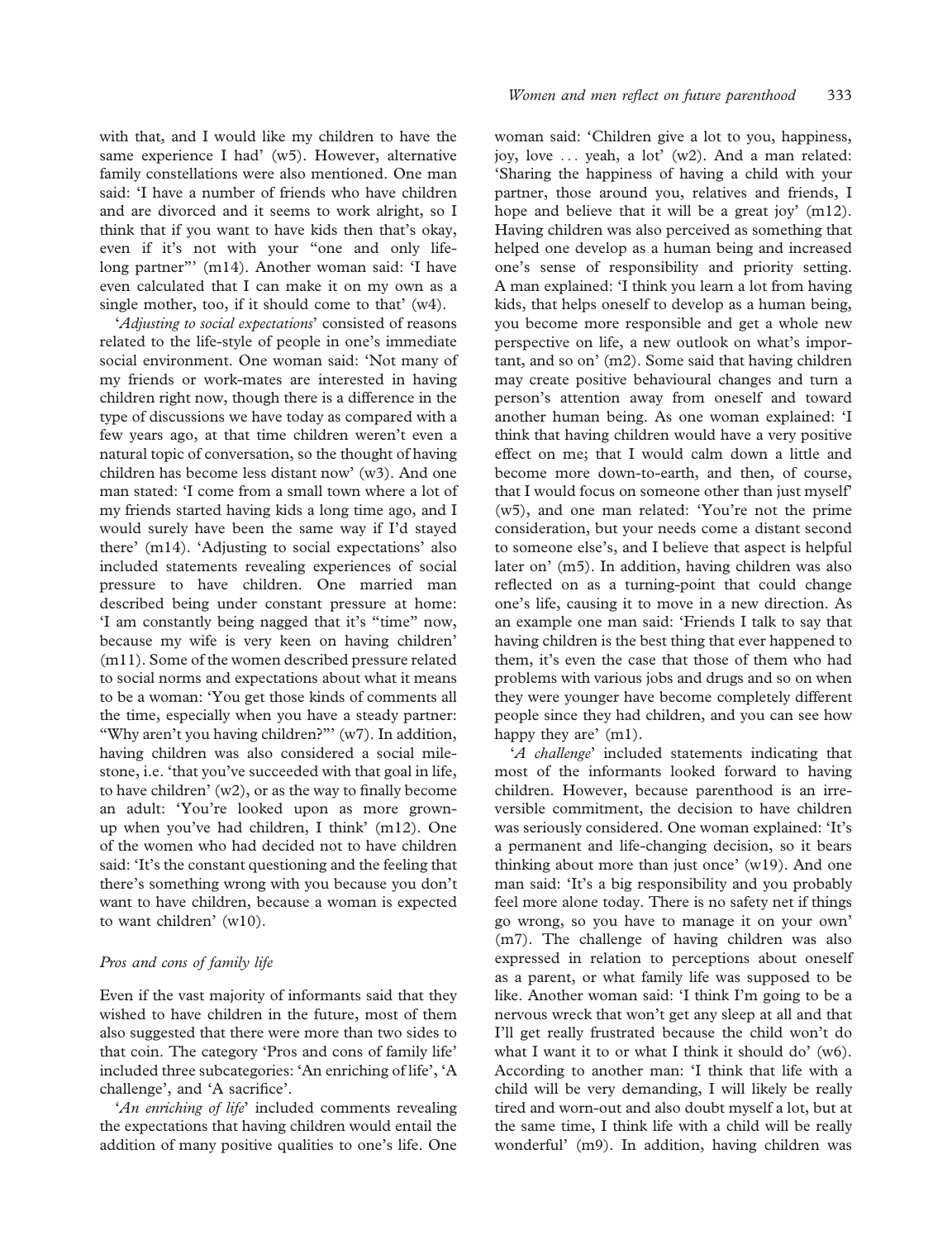with that, and I would like my children to have the same experience I had' (w5). However, alternative family constellations were also mentioned. One man said: 'I have a number of friends who have children and are divorced and it seems to work alright, so I think that if you want to have kids then that's okay, even if it's not with your "one and only lifelong partner"' (m14). Another woman said: 'I have even calculated that I can make it on my own as a single mother, too, if it should come to that' (w4).

'*Adjusting to social expectations*' consisted of reasons related to the life-style of people in one's immediate social environment. One woman said: 'Not many of my friends or work-mates are interested in having children right now, though there is a difference in the type of discussions we have today as compared with a few years ago, at that time children weren't even a natural topic of conversation, so the thought of having children has become less distant now' (w3). And one man stated: 'I come from a small town where a lot of my friends started having kids a long time ago, and I would surely have been the same way if I'd stayed there' (m14). 'Adjusting to social expectations' also included statements revealing experiences of social pressure to have children. One married man described being under constant pressure at home: 'I am constantly being nagged that it's "time" now, because my wife is very keen on having children' (m11). Some of the women described pressure related to social norms and expectations about what it means to be a woman: 'You get those kinds of comments all the time, especially when you have a steady partner: "Why aren't you having children?"' (w7). In addition, having children was also considered a social milestone, i.e. 'that you've succeeded with that goal in life, to have children' (w2), or as the way to finally become an adult: 'You're looked upon as more grown-up when you've had children, I think' (m12). One of the women who had decided not to have children said: 'It's the constant questioning and the feeling that there's something wrong with you because you don't want to have children, because a woman is expected to want children' (w10).

### *Pros and cons of family life*

Even if the vast majority of informants said that they wished to have children in the future, most of them also suggested that there were more than two sides to that coin. The category 'Pros and cons of family life' included three subcategories: 'An enriching of life', 'A challenge', and 'A sacrifice'.

'*An enriching of life*' included comments revealing the expectations that having children would entail the addition of many positive qualities to one's life. One woman said: 'Children give a lot to you, happiness, joy, love ... yeah, a lot' (w2). And a man related: 'Sharing the happiness of having a child with your partner, those around you, relatives and friends, I hope and believe that it will be a great joy' (m12). Having children was also perceived as something that helped one develop as a human being and increased one's sense of responsibility and priority setting. A man explained: 'I think you learn a lot from having kids, that helps oneself to develop as a human being, you become more responsible and get a whole new perspective on life, a new outlook on what's important, and so on' (m2). Some said that having children may create positive behavioural changes and turn a person's attention away from oneself and toward another human being. As one woman explained: 'I think that having children would have a very positive effect on me; that I would calm down a little and become more down-to-earth, and then, of course, that I would focus on someone other than just myself' (w5), and one man related: 'You're not the prime consideration, but your needs come a distant second to someone else's, and I believe that aspect is helpful later on' (m5). In addition, having children was also reflected on as a turning-point that could change one's life, causing it to move in a new direction. As an example one man said: 'Friends I talk to say that having children is the best thing that ever happened to them, it's even the case that those of them who had problems with various jobs and drugs and so on when they were younger have become completely different people since they had children, and you can see how happy they are' (m1).

'*A challenge*' included statements indicating that most of the informants looked forward to having children. However, because parenthood is an irreversible commitment, the decision to have children was seriously considered. One woman explained: 'It's a permanent and life-changing decision, so it bears thinking about more than just once' (w19). And one man said: 'It's a big responsibility and you probably feel more alone today. There is no safety net if things go wrong, so you have to manage it on your own' (m7). The challenge of having children was also expressed in relation to perceptions about oneself as a parent, or what family life was supposed to be like. Another woman said: 'I think I'm going to be a nervous wreck that won't get any sleep at all and that I'll get really frustrated because the child won't do what I want it to or what I think it should do' (w6). According to another man: 'I think that life with a child will be very demanding, I will likely be really tired and worn-out and also doubt myself a lot, but at the same time, I think life with a child will be really wonderful' (m9). In addition, having children was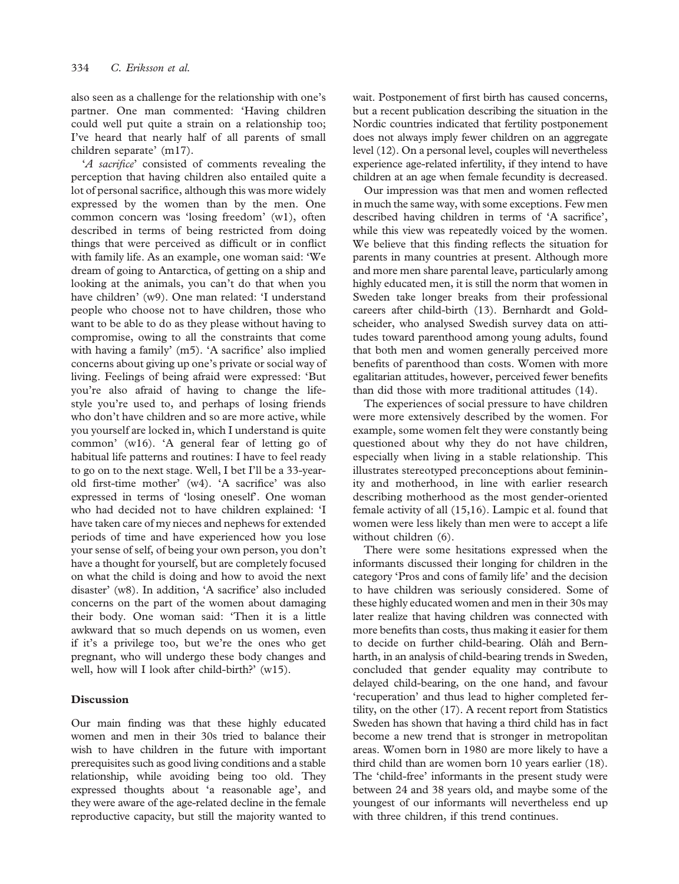also seen as a challenge for the relationship with one's partner. One man commented: 'Having children could well put quite a strain on a relationship too; I've heard that nearly half of all parents of small children separate' (m17).

'*A sacrifice*' consisted of comments revealing the perception that having children also entailed quite a lot of personal sacrifice, although this was more widely expressed by the women than by the men. One common concern was 'losing freedom' (w1), often described in terms of being restricted from doing things that were perceived as difficult or in conflict with family life. As an example, one woman said: 'We dream of going to Antarctica, of getting on a ship and looking at the animals, you can't do that when you have children' (w9). One man related: 'I understand people who choose not to have children, those who want to be able to do as they please without having to compromise, owing to all the constraints that come with having a family' (m5). 'A sacrifice' also implied concerns about giving up one's private or social way of living. Feelings of being afraid were expressed: 'But you're also afraid of having to change the lifestyle you're used to, and perhaps of losing friends who don't have children and so are more active, while you yourself are locked in, which I understand is quite common' (w16). 'A general fear of letting go of habitual life patterns and routines: I have to feel ready to go on to the next stage. Well, I bet I'll be a 33-year-old first-time mother' (w4). 'A sacrifice' was also expressed in terms of 'losing oneself'. One woman who had decided not to have children explained: 'I have taken care of my nieces and nephews for extended periods of time and have experienced how you lose your sense of self, of being your own person, you don't have a thought for yourself, but are completely focused on what the child is doing and how to avoid the next disaster' (w8). In addition, 'A sacrifice' also included concerns on the part of the women about damaging their body. One woman said: 'Then it is a little awkward that so much depends on us women, even if it's a privilege too, but we're the ones who get pregnant, who will undergo these body changes and well, how will I look after child-birth?' (w15).

## Discussion

Our main finding was that these highly educated women and men in their 30s tried to balance their wish to have children in the future with important prerequisites such as good living conditions and a stable relationship, while avoiding being too old. They expressed thoughts about 'a reasonable age', and they were aware of the age-related decline in the female reproductive capacity, but still the majority wanted to wait. Postponement of first birth has caused concerns, but a recent publication describing the situation in the Nordic countries indicated that fertility postponement does not always imply fewer children on an aggregate level (12). On a personal level, couples will nevertheless experience age-related infertility, if they intend to have children at an age when female fecundity is decreased.

Our impression was that men and women reflected in much the same way, with some exceptions. Few men described having children in terms of 'A sacrifice', while this view was repeatedly voiced by the women. We believe that this finding reflects the situation for parents in many countries at present. Although more and more men share parental leave, particularly among highly educated men, it is still the norm that women in Sweden take longer breaks from their professional careers after child-birth (13). Bernhardt and Goldscheider, who analysed Swedish survey data on attitudes toward parenthood among young adults, found that both men and women generally perceived more benefits of parenthood than costs. Women with more egalitarian attitudes, however, perceived fewer benefits than did those with more traditional attitudes (14).

The experiences of social pressure to have children were more extensively described by the women. For example, some women felt they were constantly being questioned about why they do not have children, especially when living in a stable relationship. This illustrates stereotyped preconceptions about femininity and motherhood, in line with earlier research describing motherhood as the most gender-oriented female activity of all (15,16). Lampic et al. found that women were less likely than men were to accept a life without children (6).

There were some hesitations expressed when the informants discussed their longing for children in the category 'Pros and cons of family life' and the decision to have children was seriously considered. Some of these highly educated women and men in their 30s may later realize that having children was connected with more benefits than costs, thus making it easier for them to decide on further child-bearing. Oláh and Bernharth, in an analysis of child-bearing trends in Sweden, concluded that gender equality may contribute to delayed child-bearing, on the one hand, and favour 'recuperation' and thus lead to higher completed fertility, on the other (17). A recent report from Statistics Sweden has shown that having a third child has in fact become a new trend that is stronger in metropolitan areas. Women born in 1980 are more likely to have a third child than are women born 10 years earlier (18). The 'child-free' informants in the present study were between 24 and 38 years old, and maybe some of the youngest of our informants will nevertheless end up with three children, if this trend continues.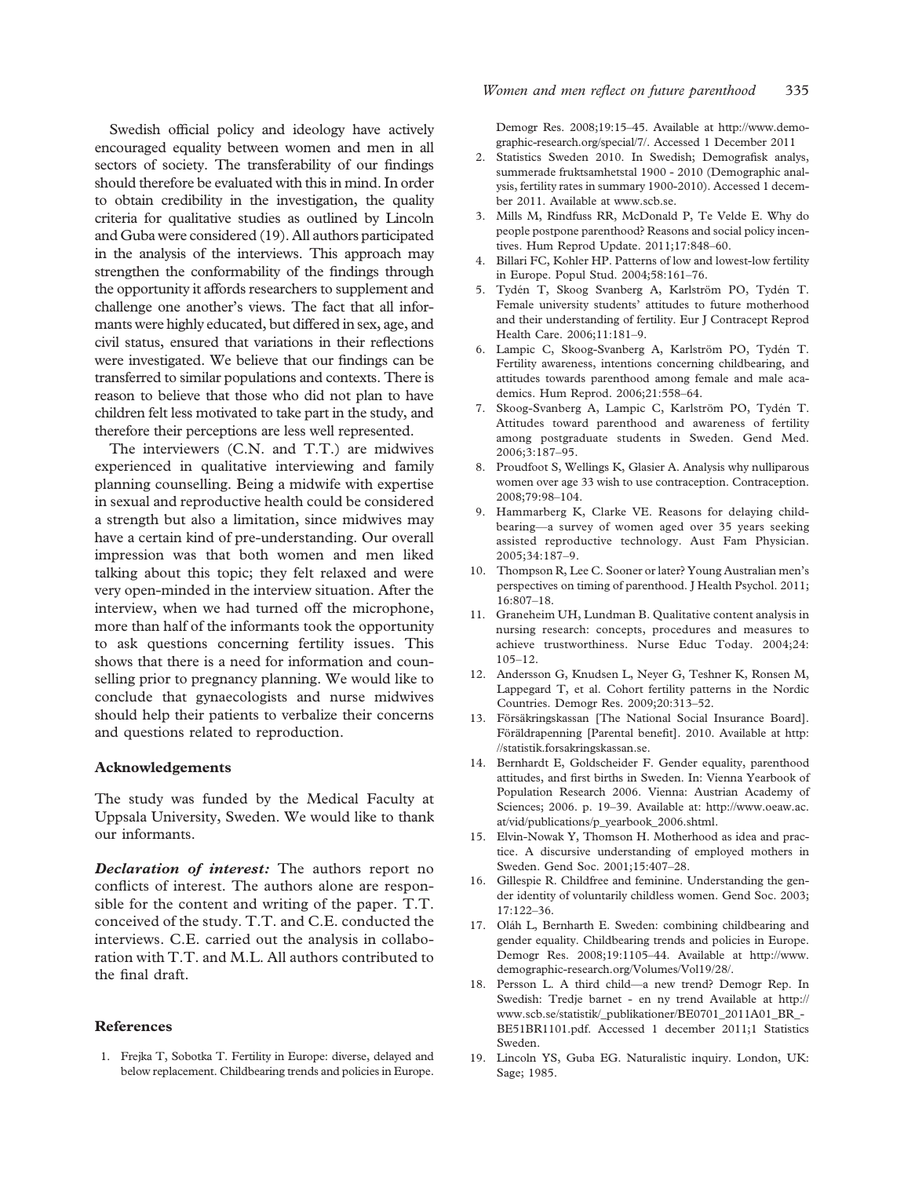Swedish official policy and ideology have actively encouraged equality between women and men in all sectors of society. The transferability of our findings should therefore be evaluated with this in mind. In order to obtain credibility in the investigation, the quality criteria for qualitative studies as outlined by Lincoln and Guba were considered (19). All authors participated in the analysis of the interviews. This approach may strengthen the conformability of the findings through the opportunity it affords researchers to supplement and challenge one another's views. The fact that all informants were highly educated, but differed in sex, age, and civil status, ensured that variations in their reflections were investigated. We believe that our findings can be transferred to similar populations and contexts. There is reason to believe that those who did not plan to have children felt less motivated to take part in the study, and therefore their perceptions are less well represented.

The interviewers (C.N. and T.T.) are midwives experienced in qualitative interviewing and family planning counselling. Being a midwife with expertise in sexual and reproductive health could be considered a strength but also a limitation, since midwives may have a certain kind of pre-understanding. Our overall impression was that both women and men liked talking about this topic; they felt relaxed and were very open-minded in the interview situation. After the interview, when we had turned off the microphone, more than half of the informants took the opportunity to ask questions concerning fertility issues. This shows that there is a need for information and counselling prior to pregnancy planning. We would like to conclude that gynaecologists and nurse midwives should help their patients to verbalize their concerns and questions related to reproduction.

## Acknowledgements

The study was funded by the Medical Faculty at Uppsala University, Sweden. We would like to thank our informants.

***Declaration of interest:*** The authors report no conflicts of interest. The authors alone are responsible for the content and writing of the paper. T.T. conceived of the study. T.T. and C.E. conducted the interviews. C.E. carried out the analysis in collaboration with T.T. and M.L. All authors contributed to the final draft.

## References

1. Frejka T, Sobotka T. Fertility in Europe: diverse, delayed and below replacement. Childbearing trends and policies in Europe. Demogr Res. 2008;19:15–45. Available at http://www.demographic-research.org/special/7/. Accessed 1 December 2011
2. Statistics Sweden 2010. In Swedish; Demografisk analys, summerade fruktsamhetstal 1900 - 2010 (Demographic analysis, fertility rates in summary 1900-2010). Accessed 1 december 2011. Available at www.scb.se.
3. Mills M, Rindfuss RR, McDonald P, Te Velde E. Why do people postpone parenthood? Reasons and social policy incentives. Hum Reprod Update. 2011;17:848–60.
4. Billari FC, Kohler HP. Patterns of low and lowest-low fertility in Europe. Popul Stud. 2004;58:161–76.
5. Tydén T, Skoog Svanberg A, Karlström PO, Tydén T. Female university students' attitudes to future motherhood and their understanding of fertility. Eur J Contracept Reprod Health Care. 2006;11:181–9.
6. Lampic C, Skoog-Svanberg A, Karlström PO, Tydén T. Fertility awareness, intentions concerning childbearing, and attitudes towards parenthood among female and male academics. Hum Reprod. 2006;21:558–64.
7. Skoog-Svanberg A, Lampic C, Karlström PO, Tydén T. Attitudes toward parenthood and awareness of fertility among postgraduate students in Sweden. Gend Med. 2006;3:187–95.
8. Proudfoot S, Wellings K, Glasier A. Analysis why nulliparous women over age 33 wish to use contraception. Contraception. 2008;79:98–104.
9. Hammarberg K, Clarke VE. Reasons for delaying childbearing—a survey of women aged over 35 years seeking assisted reproductive technology. Aust Fam Physician. 2005;34:187–9.
10. Thompson R, Lee C. Sooner or later? Young Australian men's perspectives on timing of parenthood. J Health Psychol. 2011; 16:807–18.
11. Graneheim UH, Lundman B. Qualitative content analysis in nursing research: concepts, procedures and measures to achieve trustworthiness. Nurse Educ Today. 2004;24: 105–12.
12. Andersson G, Knudsen L, Neyer G, Teshner K, Ronsen M, Lappegard T, et al. Cohort fertility patterns in the Nordic Countries. Demogr Res. 2009;20:313–52.
13. Försäkringskassan [The National Social Insurance Board]. Föräldrapenning [Parental benefit]. 2010. Available at http://statistik.forsakringskassan.se.
14. Bernhardt E, Goldscheider F. Gender equality, parenthood attitudes, and first births in Sweden. In: Vienna Yearbook of Population Research 2006. Vienna: Austrian Academy of Sciences; 2006. p. 19–39. Available at: http://www.oeaw.ac.at/vid/publications/p_yearbook_2006.shtml.
15. Elvin-Nowak Y, Thomson H. Motherhood as idea and practice. A discursive understanding of employed mothers in Sweden. Gend Soc. 2001;15:407–28.
16. Gillespie R. Childfree and feminine. Understanding the gender identity of voluntarily childless women. Gend Soc. 2003; 17:122–36.
17. Oláh L, Bernharth E. Sweden: combining childbearing and gender equality. Childbearing trends and policies in Europe. Demogr Res. 2008;19:1105–44. Available at http://www.demographic-research.org/Volumes/Vol19/28/.
18. Persson L. A third child—a new trend? Demogr Rep. In Swedish: Tredje barnet - en ny trend Available at http://www.scb.se/statistik/_publikationer/BE0701_2011A01_BR_-BE51BR1101.pdf. Accessed 1 december 2011;1 Statistics Sweden.
19. Lincoln YS, Guba EG. Naturalistic inquiry. London, UK: Sage; 1985.